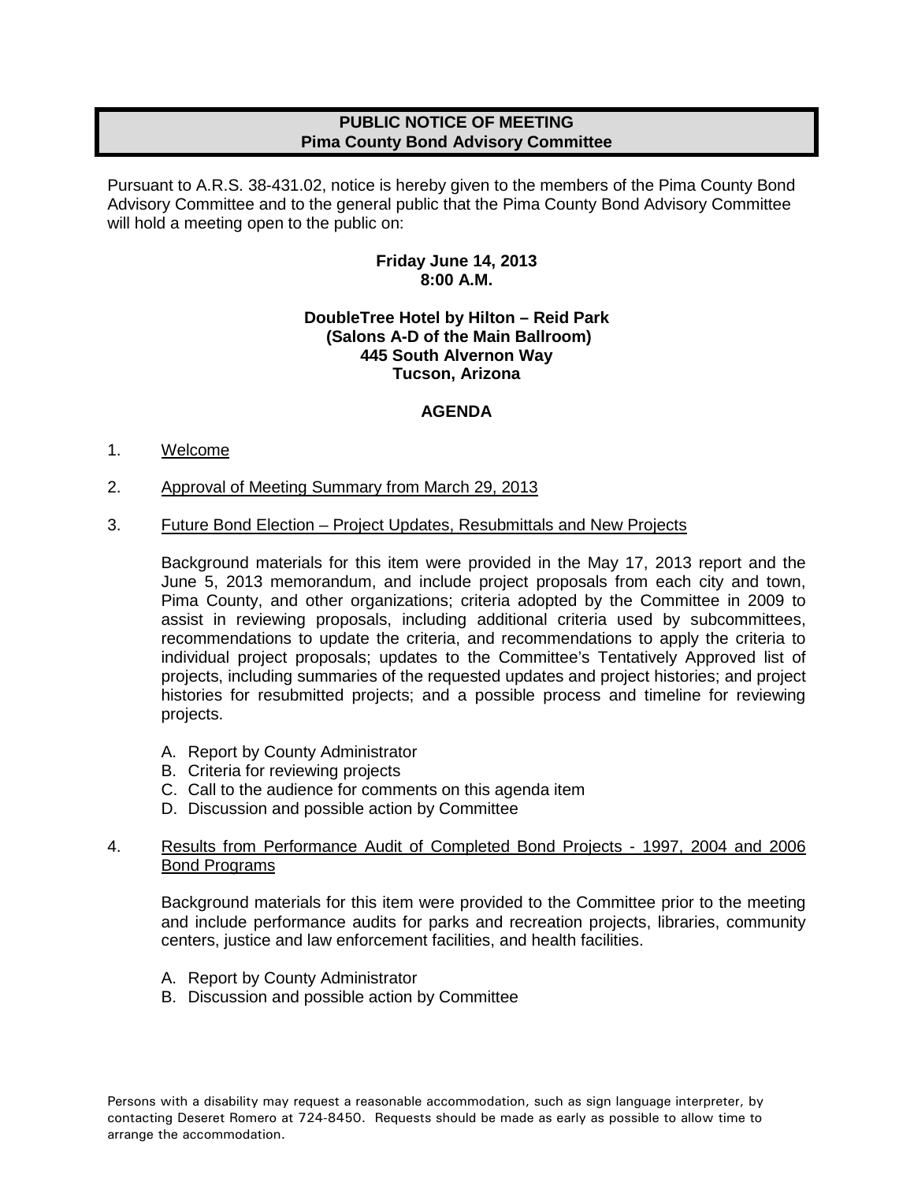# PUBLIC NOTICE OF MEETING
## Pima County Bond Advisory Committee

Pursuant to A.R.S. 38-431.02, notice is hereby given to the members of the Pima County Bond Advisory Committee and to the general public that the Pima County Bond Advisory Committee will hold a meeting open to the public on:

**Friday June 14, 2013**
**8:00 A.M.**

**DoubleTree Hotel by Hilton – Reid Park**
**(Salons A-D of the Main Ballroom)**
**445 South Alvernon Way**
**Tucson, Arizona**

## AGENDA

1. Welcome

2. Approval of Meeting Summary from March 29, 2013

3. Future Bond Election – Project Updates, Resubmittals and New Projects

   Background materials for this item were provided in the May 17, 2013 report and the June 5, 2013 memorandum, and include project proposals from each city and town, Pima County, and other organizations; criteria adopted by the Committee in 2009 to assist in reviewing proposals, including additional criteria used by subcommittees, recommendations to update the criteria, and recommendations to apply the criteria to individual project proposals; updates to the Committee's Tentatively Approved list of projects, including summaries of the requested updates and project histories; and project histories for resubmitted projects; and a possible process and timeline for reviewing projects.

   A. Report by County Administrator
   B. Criteria for reviewing projects
   C. Call to the audience for comments on this agenda item
   D. Discussion and possible action by Committee

4. Results from Performance Audit of Completed Bond Projects - 1997, 2004 and 2006 Bond Programs

   Background materials for this item were provided to the Committee prior to the meeting and include performance audits for parks and recreation projects, libraries, community centers, justice and law enforcement facilities, and health facilities.

   A. Report by County Administrator
   B. Discussion and possible action by Committee

Persons with a disability may request a reasonable accommodation, such as sign language interpreter, by contacting Deseret Romero at 724-8450. Requests should be made as early as possible to allow time to arrange the accommodation.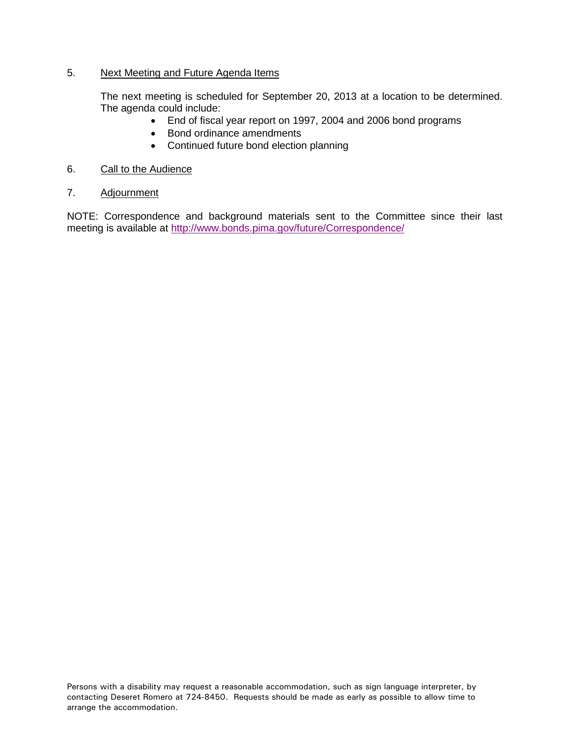5. Next Meeting and Future Agenda Items

   The next meeting is scheduled for September 20, 2013 at a location to be determined. The agenda could include:

   - End of fiscal year report on 1997, 2004 and 2006 bond programs
   - Bond ordinance amendments
   - Continued future bond election planning

6. Call to the Audience

7. Adjournment

NOTE: Correspondence and background materials sent to the Committee since their last meeting is available at http://www.bonds.pima.gov/future/Correspondence/

Persons with a disability may request a reasonable accommodation, such as sign language interpreter, by contacting Deseret Romero at 724-8450. Requests should be made as early as possible to allow time to arrange the accommodation.